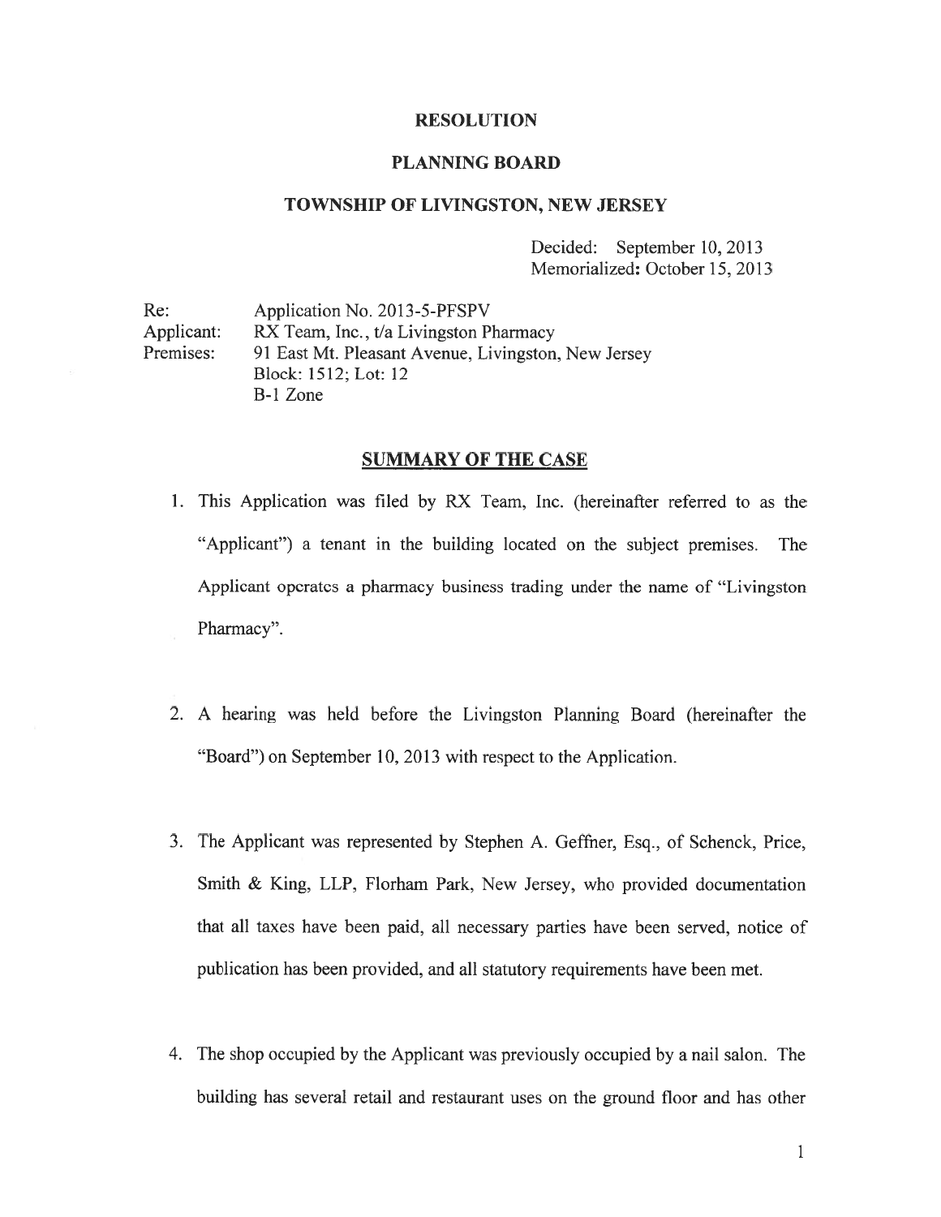# RESOLUTION

## PLANNING BOARD

## TOWNSHIP OF LIVINGSTON, NEW JERSEY

Decided: September 10, 2013
Memorialized: October 15, 2013

Re: Application No. 2013-5-PFSPV
Applicant: RX Team, Inc., t/a Livingston Pharmacy
Premises: 91 East Mt. Pleasant Avenue, Livingston, New Jersey
Block: 1512; Lot: 12
B-1 Zone

## SUMMARY OF THE CASE

1. This Application was filed by RX Team, Inc. (hereinafter referred to as the "Applicant") a tenant in the building located on the subject premises. The Applicant operates a pharmacy business trading under the name of "Livingston Pharmacy".

2. A hearing was held before the Livingston Planning Board (hereinafter the "Board") on September 10, 2013 with respect to the Application.

3. The Applicant was represented by Stephen A. Geffner, Esq., of Schenck, Price, Smith & King, LLP, Florham Park, New Jersey, who provided documentation that all taxes have been paid, all necessary parties have been served, notice of publication has been provided, and all statutory requirements have been met.

4. The shop occupied by the Applicant was previously occupied by a nail salon. The building has several retail and restaurant uses on the ground floor and has other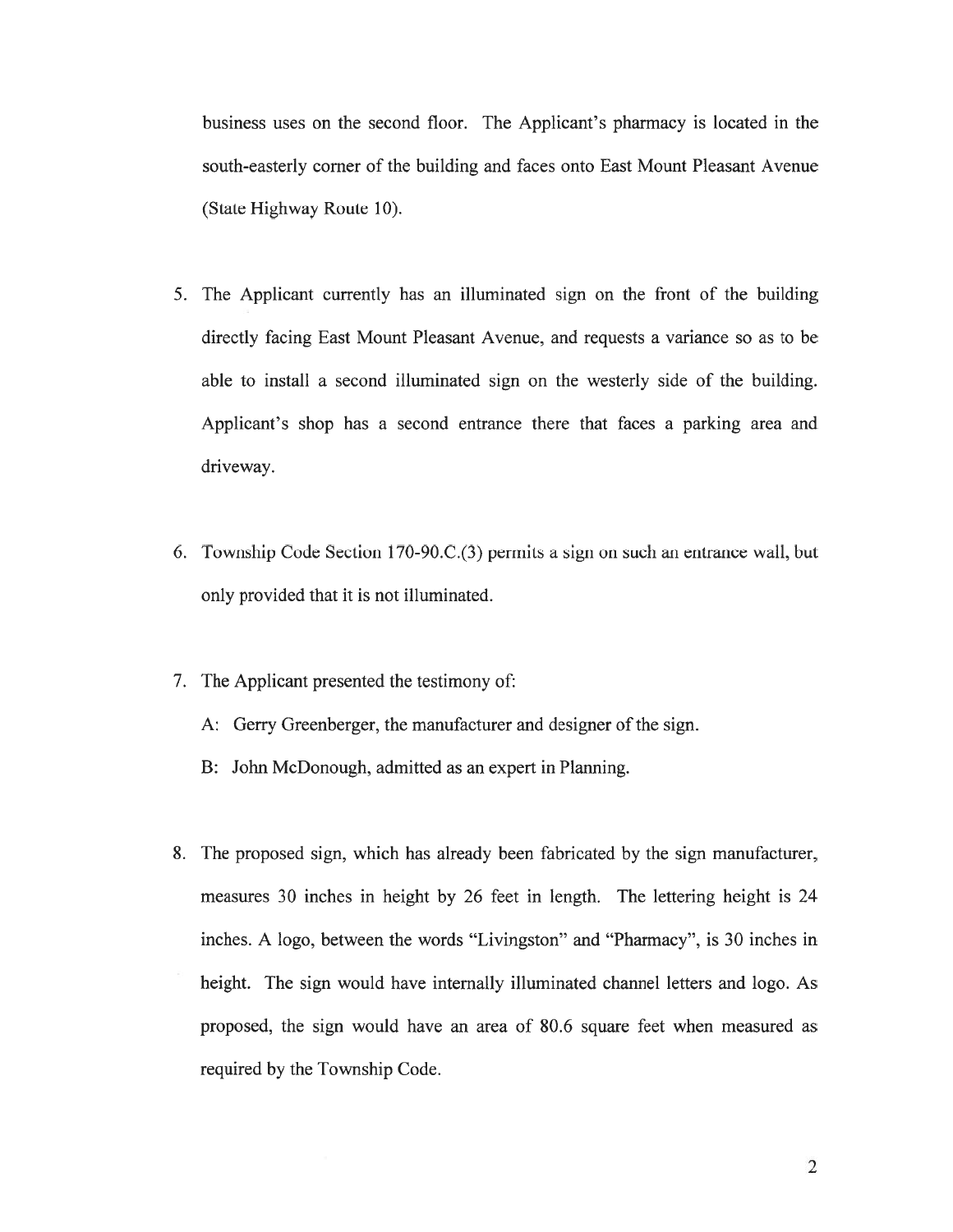business uses on the second floor. The Applicant's pharmacy is located in the south-easterly corner of the building and faces onto East Mount Pleasant Avenue (State Highway Route 10).

5. The Applicant currently has an illuminated sign on the front of the building directly facing East Mount Pleasant Avenue, and requests a variance so as to be able to install a second illuminated sign on the westerly side of the building. Applicant's shop has a second entrance there that faces a parking area and driveway.

6. Township Code Section 170-90.C.(3) permits a sign on such an entrance wall, but only provided that it is not illuminated.

7. The Applicant presented the testimony of:

   A: Gerry Greenberger, the manufacturer and designer of the sign.

   B: John McDonough, admitted as an expert in Planning.

8. The proposed sign, which has already been fabricated by the sign manufacturer, measures 30 inches in height by 26 feet in length. The lettering height is 24 inches. A logo, between the words "Livingston" and "Pharmacy", is 30 inches in height. The sign would have internally illuminated channel letters and logo. As proposed, the sign would have an area of 80.6 square feet when measured as required by the Township Code.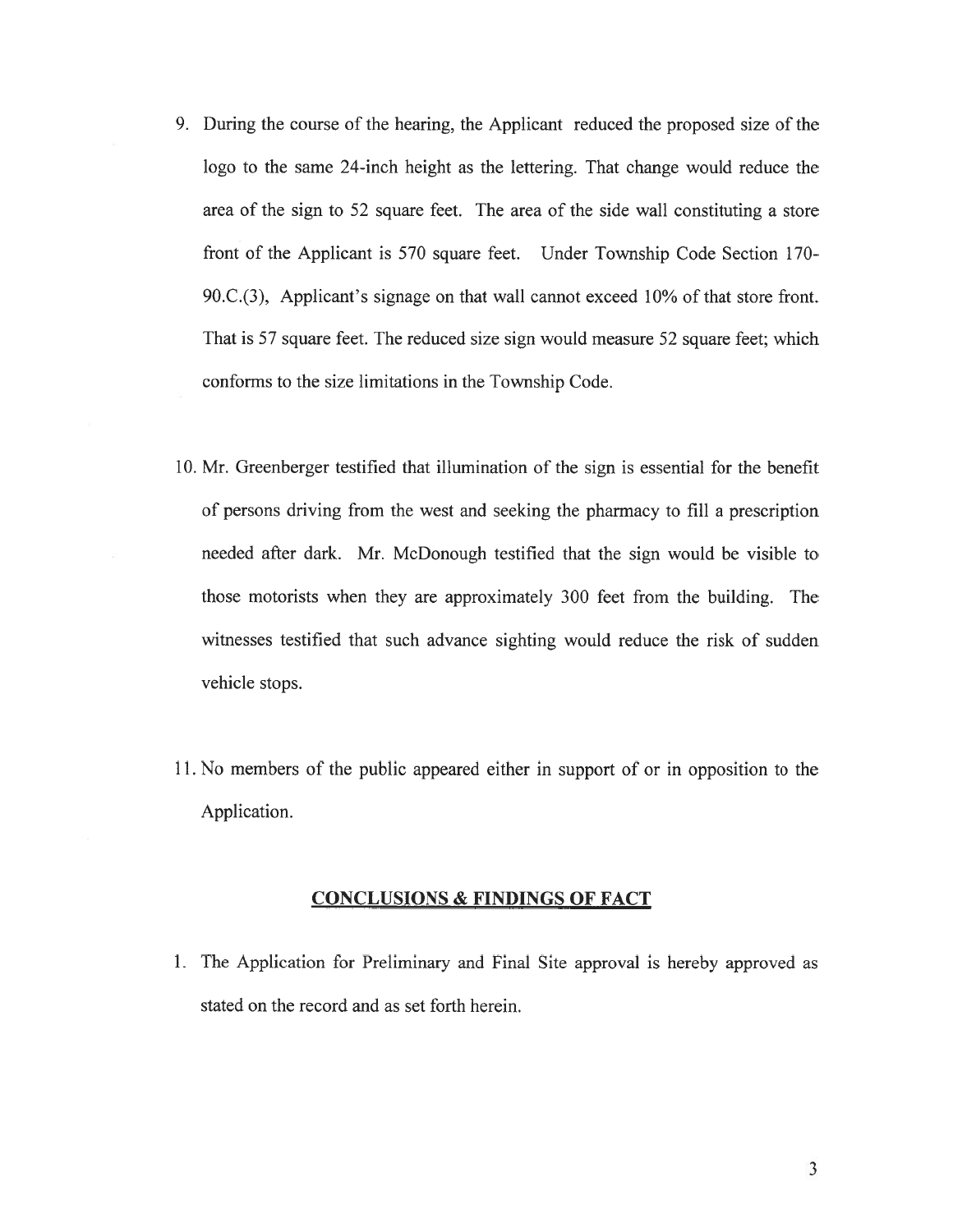9. During the course of the hearing, the Applicant reduced the proposed size of the logo to the same 24-inch height as the lettering. That change would reduce the area of the sign to 52 square feet. The area of the side wall constituting a store front of the Applicant is 570 square feet. Under Township Code Section 170-90.C.(3), Applicant's signage on that wall cannot exceed 10% of that store front. That is 57 square feet. The reduced size sign would measure 52 square feet; which conforms to the size limitations in the Township Code.

10. Mr. Greenberger testified that illumination of the sign is essential for the benefit of persons driving from the west and seeking the pharmacy to fill a prescription needed after dark. Mr. McDonough testified that the sign would be visible to those motorists when they are approximately 300 feet from the building. The witnesses testified that such advance sighting would reduce the risk of sudden vehicle stops.

11. No members of the public appeared either in support of or in opposition to the Application.

## CONCLUSIONS & FINDINGS OF FACT

1. The Application for Preliminary and Final Site approval is hereby approved as stated on the record and as set forth herein.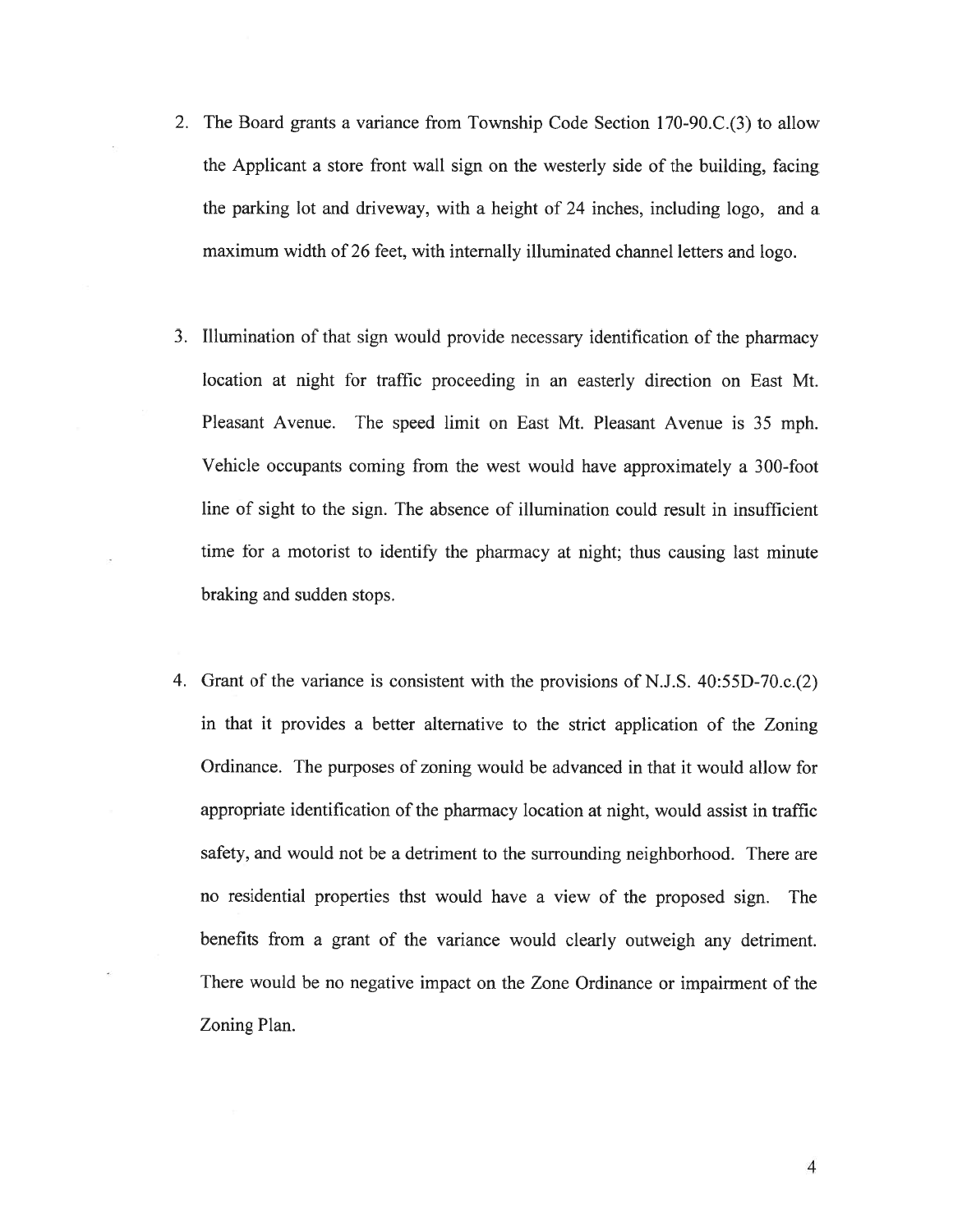2. The Board grants a variance from Township Code Section 170-90.C.(3) to allow the Applicant a store front wall sign on the westerly side of the building, facing the parking lot and driveway, with a height of 24 inches, including logo, and a maximum width of 26 feet, with internally illuminated channel letters and logo.

3. Illumination of that sign would provide necessary identification of the pharmacy location at night for traffic proceeding in an easterly direction on East Mt. Pleasant Avenue. The speed limit on East Mt. Pleasant Avenue is 35 mph. Vehicle occupants coming from the west would have approximately a 300-foot line of sight to the sign. The absence of illumination could result in insufficient time for a motorist to identify the pharmacy at night; thus causing last minute braking and sudden stops.

4. Grant of the variance is consistent with the provisions of N.J.S. 40:55D-70.c.(2) in that it provides a better alternative to the strict application of the Zoning Ordinance. The purposes of zoning would be advanced in that it would allow for appropriate identification of the pharmacy location at night, would assist in traffic safety, and would not be a detriment to the surrounding neighborhood. There are no residential properties thst would have a view of the proposed sign. The benefits from a grant of the variance would clearly outweigh any detriment. There would be no negative impact on the Zone Ordinance or impairment of the Zoning Plan.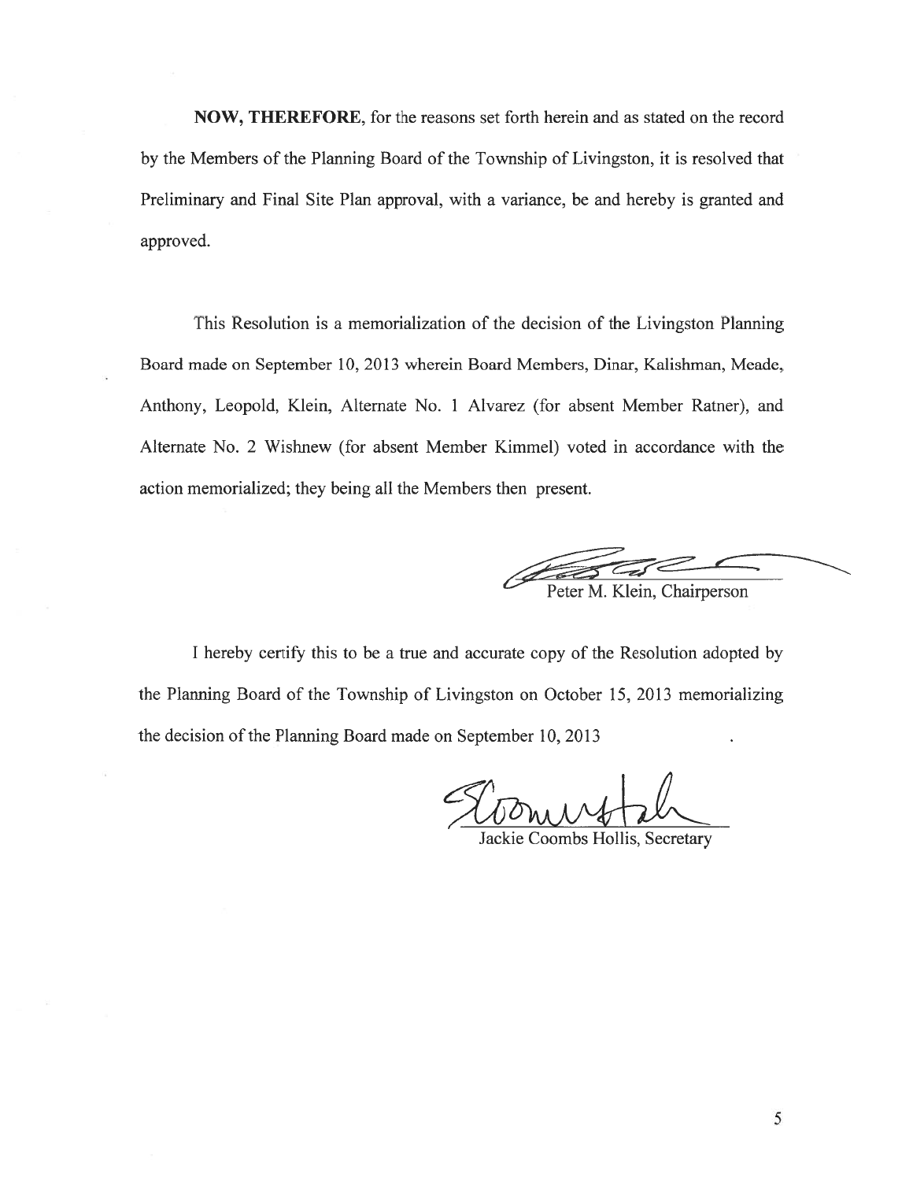**NOW, THEREFORE**, for the reasons set forth herein and as stated on the record by the Members of the Planning Board of the Township of Livingston, it is resolved that Preliminary and Final Site Plan approval, with a variance, be and hereby is granted and approved.

This Resolution is a memorialization of the decision of the Livingston Planning Board made on September 10, 2013 wherein Board Members, Dinar, Kalishman, Meade, Anthony, Leopold, Klein, Alternate No. 1 Alvarez (for absent Member Ratner), and Alternate No. 2 Wishnew (for absent Member Kimmel) voted in accordance with the action memorialized; they being all the Members then present.

Peter M. Klein, Chairperson

I hereby certify this to be a true and accurate copy of the Resolution adopted by the Planning Board of the Township of Livingston on October 15, 2013 memorializing the decision of the Planning Board made on September 10, 2013

Jackie Coombs Hollis, Secretary